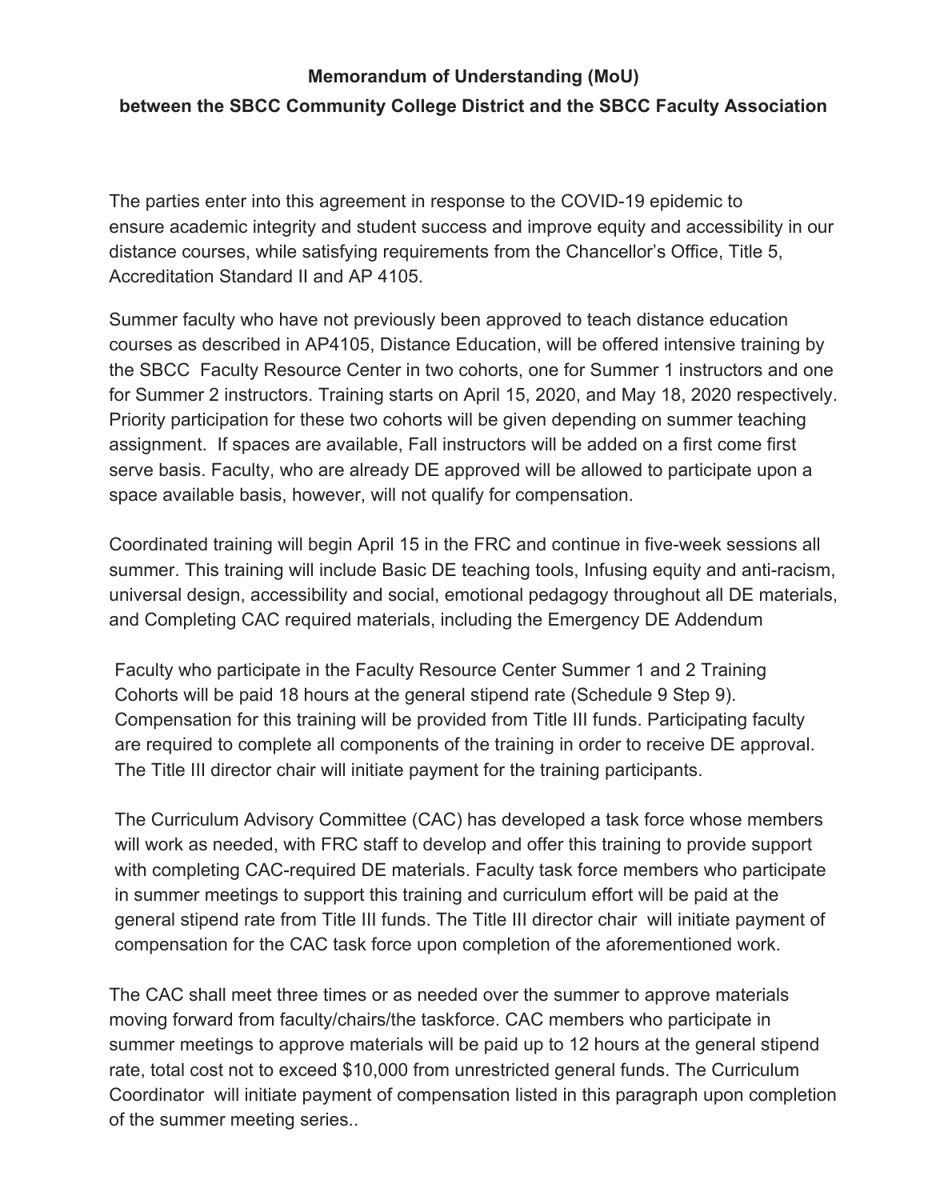**Memorandum of Understanding (MoU)**

**between the SBCC Community College District and the SBCC Faculty Association**

The parties enter into this agreement in response to the COVID-19 epidemic to ensure academic integrity and student success and improve equity and accessibility in our distance courses, while satisfying requirements from the Chancellor's Office, Title 5, Accreditation Standard II and AP 4105.

Summer faculty who have not previously been approved to teach distance education courses as described in AP4105, Distance Education, will be offered intensive training by the SBCC Faculty Resource Center in two cohorts, one for Summer 1 instructors and one for Summer 2 instructors. Training starts on April 15, 2020, and May 18, 2020 respectively. Priority participation for these two cohorts will be given depending on summer teaching assignment. If spaces are available, Fall instructors will be added on a first come first serve basis. Faculty, who are already DE approved will be allowed to participate upon a space available basis, however, will not qualify for compensation.

Coordinated training will begin April 15 in the FRC and continue in five-week sessions all summer. This training will include Basic DE teaching tools, Infusing equity and anti-racism, universal design, accessibility and social, emotional pedagogy throughout all DE materials, and Completing CAC required materials, including the Emergency DE Addendum

Faculty who participate in the Faculty Resource Center Summer 1 and 2 Training Cohorts will be paid 18 hours at the general stipend rate (Schedule 9 Step 9). Compensation for this training will be provided from Title III funds. Participating faculty are required to complete all components of the training in order to receive DE approval. The Title III director chair will initiate payment for the training participants.

The Curriculum Advisory Committee (CAC) has developed a task force whose members will work as needed, with FRC staff to develop and offer this training to provide support with completing CAC-required DE materials. Faculty task force members who participate in summer meetings to support this training and curriculum effort will be paid at the general stipend rate from Title III funds. The Title III director chair will initiate payment of compensation for the CAC task force upon completion of the aforementioned work.

The CAC shall meet three times or as needed over the summer to approve materials moving forward from faculty/chairs/the taskforce. CAC members who participate in summer meetings to approve materials will be paid up to 12 hours at the general stipend rate, total cost not to exceed $10,000 from unrestricted general funds. The Curriculum Coordinator will initiate payment of compensation listed in this paragraph upon completion of the summer meeting series..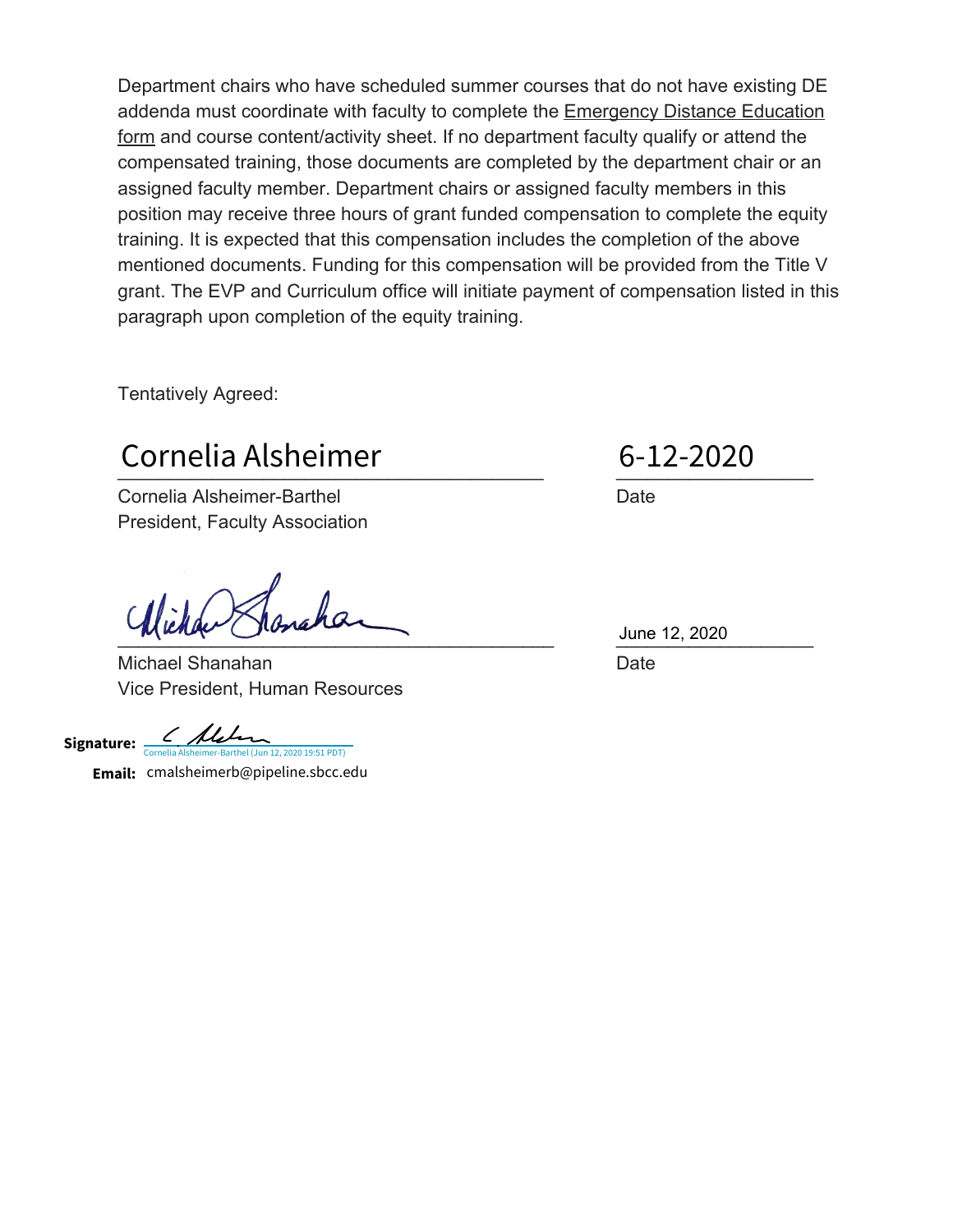Department chairs who have scheduled summer courses that do not have existing DE addenda must coordinate with faculty to complete the Emergency Distance Education form and course content/activity sheet. If no department faculty qualify or attend the compensated training, those documents are completed by the department chair or an assigned faculty member. Department chairs or assigned faculty members in this position may receive three hours of grant funded compensation to complete the equity training. It is expected that this compensation includes the completion of the above mentioned documents. Funding for this compensation will be provided from the Title V grant. The EVP and Curriculum office will initiate payment of compensation listed in this paragraph upon completion of the equity training.

Tentatively Agreed:

Cornelia Alsheimer ______________________ 6-12-2020 __________

Cornelia Alsheimer-Barthel  
President, Faculty Association  
Date

______________________ June 12, 2020 __________

Michael Shanahan  
Vice President, Human Resources  
Date

**Signature:** Cornelia Alsheimer-Barthel (Jun 12, 2020 19:51 PDT)

**Email:** cmalsheimerb@pipeline.sbcc.edu